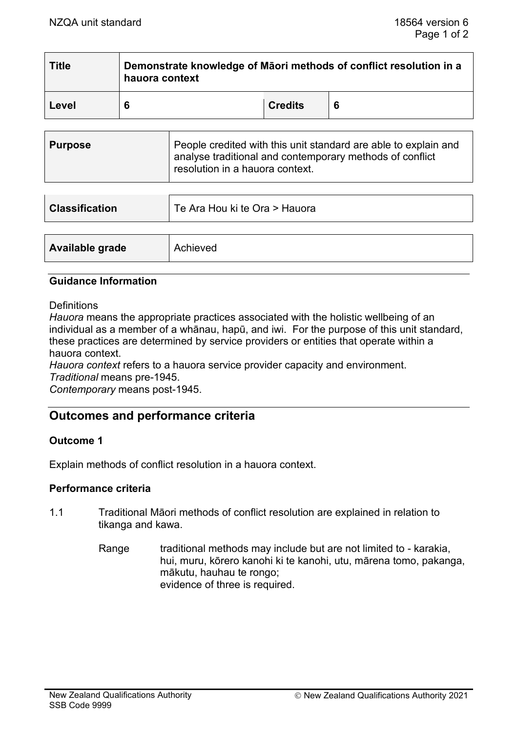| Title | Demonstrate knowledge of Māori methods of conflict resolution in a hauora context | | |
|---|---|---|---|
| Level | 6 | Credits | 6 |

| | |
|---|---|
| Purpose | People credited with this unit standard are able to explain and analyse traditional and contemporary methods of conflict resolution in a hauora context. |

| | |
|---|---|
| Classification | Te Ara Hou ki te Ora > Hauora |

| | |
|---|---|
| Available grade | Achieved |

### Guidance Information

Definitions

*Hauora* means the appropriate practices associated with the holistic wellbeing of an individual as a member of a whānau, hapū, and iwi. For the purpose of this unit standard, these practices are determined by service providers or entities that operate within a hauora context.

*Hauora context* refers to a hauora service provider capacity and environment.

*Traditional* means pre-1945.

*Contemporary* means post-1945.

## Outcomes and performance criteria

### Outcome 1

Explain methods of conflict resolution in a hauora context.

### Performance criteria

1.1 Traditional Māori methods of conflict resolution are explained in relation to tikanga and kawa.

Range traditional methods may include but are not limited to - karakia, hui, muru, kōrero kanohi ki te kanohi, utu, mārena tomo, pakanga, mākutu, hauhau te rongo;
evidence of three is required.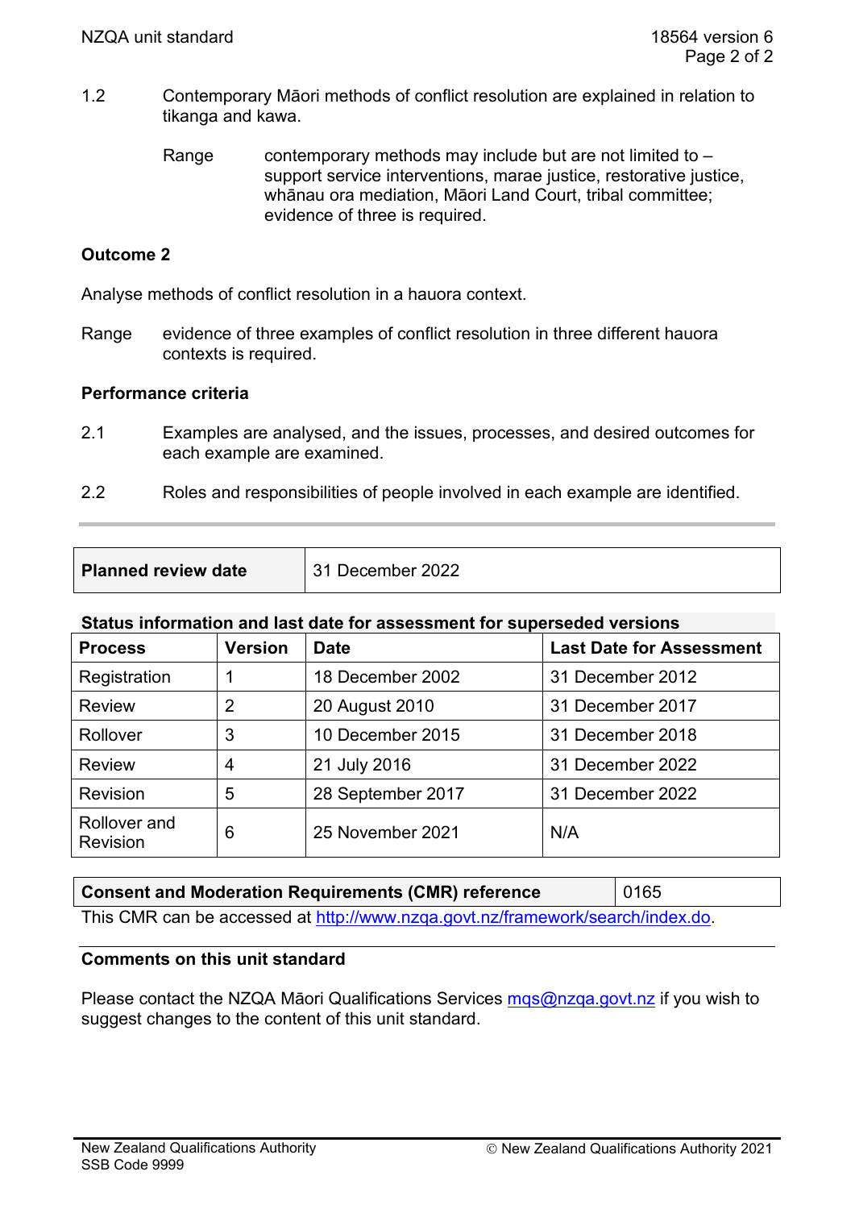1.2 Contemporary Māori methods of conflict resolution are explained in relation to tikanga and kawa.

Range contemporary methods may include but are not limited to – support service interventions, marae justice, restorative justice, whānau ora mediation, Māori Land Court, tribal committee; evidence of three is required.

**Outcome 2**

Analyse methods of conflict resolution in a hauora context.

Range evidence of three examples of conflict resolution in three different hauora contexts is required.

**Performance criteria**

2.1 Examples are analysed, and the issues, processes, and desired outcomes for each example are examined.

2.2 Roles and responsibilities of people involved in each example are identified.

| | |
|---|---|
| **Planned review date** | 31 December 2022 |

**Status information and last date for assessment for superseded versions**

| Process | Version | Date | Last Date for Assessment |
|---|---|---|---|
| Registration | 1 | 18 December 2002 | 31 December 2012 |
| Review | 2 | 20 August 2010 | 31 December 2017 |
| Rollover | 3 | 10 December 2015 | 31 December 2018 |
| Review | 4 | 21 July 2016 | 31 December 2022 |
| Revision | 5 | 28 September 2017 | 31 December 2022 |
| Rollover and Revision | 6 | 25 November 2021 | N/A |

| | |
|---|---|
| **Consent and Moderation Requirements (CMR) reference** | 0165 |

This CMR can be accessed at http://www.nzqa.govt.nz/framework/search/index.do.

**Comments on this unit standard**

Please contact the NZQA Māori Qualifications Services mqs@nzqa.govt.nz if you wish to suggest changes to the content of this unit standard.